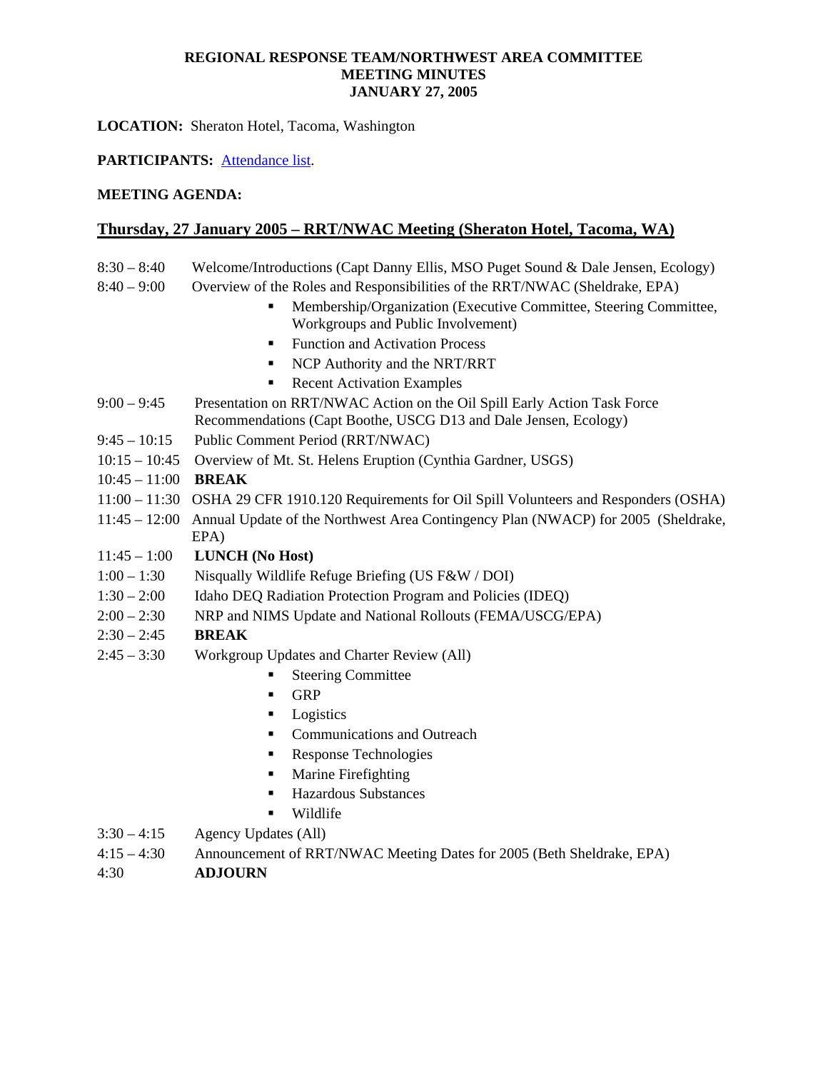# REGIONAL RESPONSE TEAM/NORTHWEST AREA COMMITTEE MEETING MINUTES JANUARY 27, 2005

**LOCATION:** Sheraton Hotel, Tacoma, Washington

**PARTICIPANTS:** [Attendance list].

**MEETING AGENDA:**

## Thursday, 27 January 2005 – RRT/NWAC Meeting (Sheraton Hotel, Tacoma, WA)

8:30 – 8:40 Welcome/Introductions (Capt Danny Ellis, MSO Puget Sound & Dale Jensen, Ecology)

8:40 – 9:00 Overview of the Roles and Responsibilities of the RRT/NWAC (Sheldrake, EPA)

- Membership/Organization (Executive Committee, Steering Committee, Workgroups and Public Involvement)
- Function and Activation Process
- NCP Authority and the NRT/RRT
- Recent Activation Examples

9:00 – 9:45 Presentation on RRT/NWAC Action on the Oil Spill Early Action Task Force Recommendations (Capt Boothe, USCG D13 and Dale Jensen, Ecology)

9:45 – 10:15 Public Comment Period (RRT/NWAC)

10:15 – 10:45 Overview of Mt. St. Helens Eruption (Cynthia Gardner, USGS)

10:45 – 11:00 **BREAK**

11:00 – 11:30 OSHA 29 CFR 1910.120 Requirements for Oil Spill Volunteers and Responders (OSHA)

11:45 – 12:00 Annual Update of the Northwest Area Contingency Plan (NWACP) for 2005 (Sheldrake, EPA)

11:45 – 1:00 **LUNCH (No Host)**

1:00 – 1:30 Nisqually Wildlife Refuge Briefing (US F&W / DOI)

1:30 – 2:00 Idaho DEQ Radiation Protection Program and Policies (IDEQ)

2:00 – 2:30 NRP and NIMS Update and National Rollouts (FEMA/USCG/EPA)

2:30 – 2:45 **BREAK**

2:45 – 3:30 Workgroup Updates and Charter Review (All)

- Steering Committee
- GRP
- Logistics
- Communications and Outreach
- Response Technologies
- Marine Firefighting
- Hazardous Substances
- Wildlife

3:30 – 4:15 Agency Updates (All)

4:15 – 4:30 Announcement of RRT/NWAC Meeting Dates for 2005 (Beth Sheldrake, EPA)

4:30 **ADJOURN**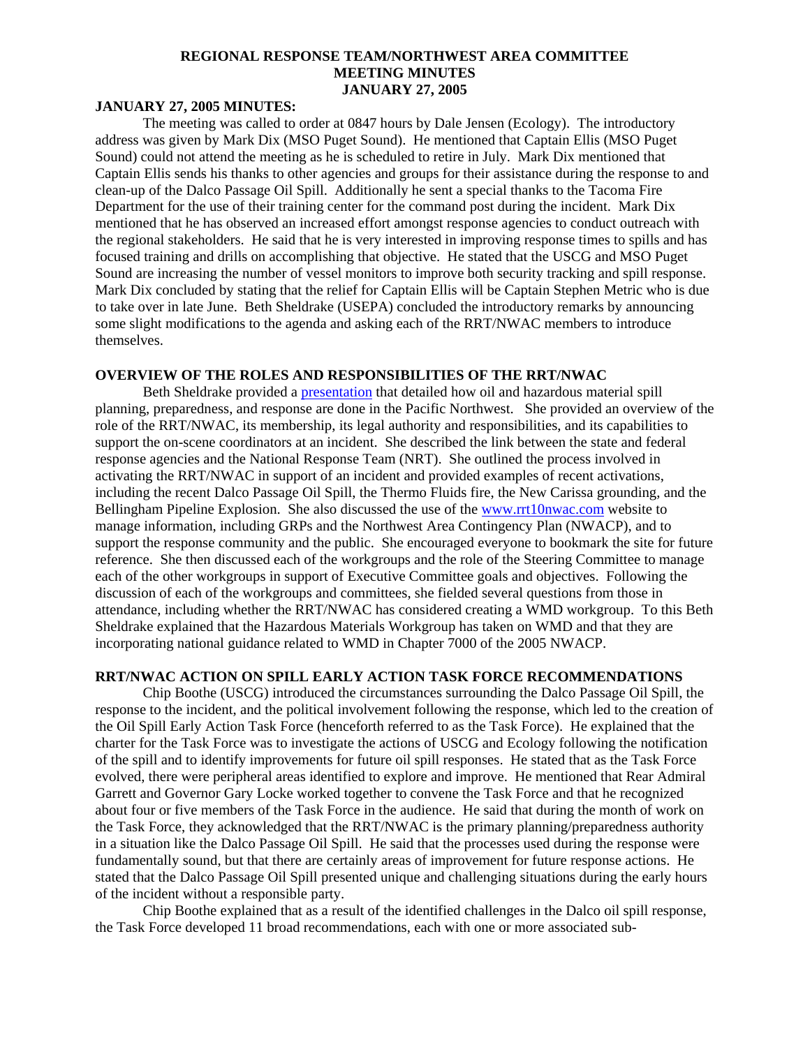**REGIONAL RESPONSE TEAM/NORTHWEST AREA COMMITTEE**
**MEETING MINUTES**
**JANUARY 27, 2005**

**JANUARY 27, 2005 MINUTES:**

The meeting was called to order at 0847 hours by Dale Jensen (Ecology). The introductory address was given by Mark Dix (MSO Puget Sound). He mentioned that Captain Ellis (MSO Puget Sound) could not attend the meeting as he is scheduled to retire in July. Mark Dix mentioned that Captain Ellis sends his thanks to other agencies and groups for their assistance during the response to and clean-up of the Dalco Passage Oil Spill. Additionally he sent a special thanks to the Tacoma Fire Department for the use of their training center for the command post during the incident. Mark Dix mentioned that he has observed an increased effort amongst response agencies to conduct outreach with the regional stakeholders. He said that he is very interested in improving response times to spills and has focused training and drills on accomplishing that objective. He stated that the USCG and MSO Puget Sound are increasing the number of vessel monitors to improve both security tracking and spill response. Mark Dix concluded by stating that the relief for Captain Ellis will be Captain Stephen Metric who is due to take over in late June. Beth Sheldrake (USEPA) concluded the introductory remarks by announcing some slight modifications to the agenda and asking each of the RRT/NWAC members to introduce themselves.

**OVERVIEW OF THE ROLES AND RESPONSIBILITIES OF THE RRT/NWAC**

Beth Sheldrake provided a presentation that detailed how oil and hazardous material spill planning, preparedness, and response are done in the Pacific Northwest. She provided an overview of the role of the RRT/NWAC, its membership, its legal authority and responsibilities, and its capabilities to support the on-scene coordinators at an incident. She described the link between the state and federal response agencies and the National Response Team (NRT). She outlined the process involved in activating the RRT/NWAC in support of an incident and provided examples of recent activations, including the recent Dalco Passage Oil Spill, the Thermo Fluids fire, the New Carissa grounding, and the Bellingham Pipeline Explosion. She also discussed the use of the www.rrt10nwac.com website to manage information, including GRPs and the Northwest Area Contingency Plan (NWACP), and to support the response community and the public. She encouraged everyone to bookmark the site for future reference. She then discussed each of the workgroups and the role of the Steering Committee to manage each of the other workgroups in support of Executive Committee goals and objectives. Following the discussion of each of the workgroups and committees, she fielded several questions from those in attendance, including whether the RRT/NWAC has considered creating a WMD workgroup. To this Beth Sheldrake explained that the Hazardous Materials Workgroup has taken on WMD and that they are incorporating national guidance related to WMD in Chapter 7000 of the 2005 NWACP.

**RRT/NWAC ACTION ON SPILL EARLY ACTION TASK FORCE RECOMMENDATIONS**

Chip Boothe (USCG) introduced the circumstances surrounding the Dalco Passage Oil Spill, the response to the incident, and the political involvement following the response, which led to the creation of the Oil Spill Early Action Task Force (henceforth referred to as the Task Force). He explained that the charter for the Task Force was to investigate the actions of USCG and Ecology following the notification of the spill and to identify improvements for future oil spill responses. He stated that as the Task Force evolved, there were peripheral areas identified to explore and improve. He mentioned that Rear Admiral Garrett and Governor Gary Locke worked together to convene the Task Force and that he recognized about four or five members of the Task Force in the audience. He said that during the month of work on the Task Force, they acknowledged that the RRT/NWAC is the primary planning/preparedness authority in a situation like the Dalco Passage Oil Spill. He said that the processes used during the response were fundamentally sound, but that there are certainly areas of improvement for future response actions. He stated that the Dalco Passage Oil Spill presented unique and challenging situations during the early hours of the incident without a responsible party.

Chip Boothe explained that as a result of the identified challenges in the Dalco oil spill response, the Task Force developed 11 broad recommendations, each with one or more associated sub-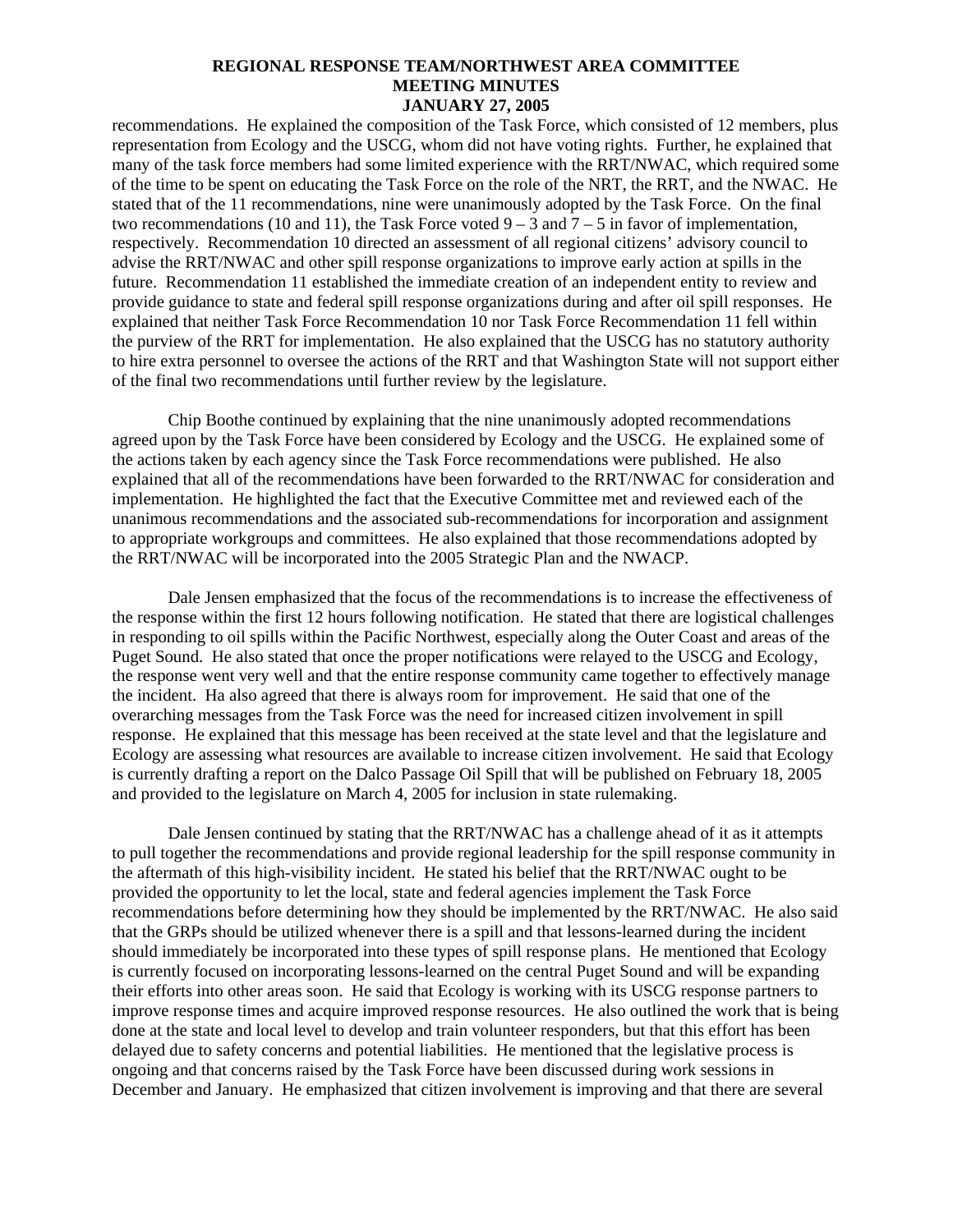recommendations. He explained the composition of the Task Force, which consisted of 12 members, plus representation from Ecology and the USCG, whom did not have voting rights. Further, he explained that many of the task force members had some limited experience with the RRT/NWAC, which required some of the time to be spent on educating the Task Force on the role of the NRT, the RRT, and the NWAC. He stated that of the 11 recommendations, nine were unanimously adopted by the Task Force. On the final two recommendations (10 and 11), the Task Force voted 9 – 3 and 7 – 5 in favor of implementation, respectively. Recommendation 10 directed an assessment of all regional citizens' advisory council to advise the RRT/NWAC and other spill response organizations to improve early action at spills in the future. Recommendation 11 established the immediate creation of an independent entity to review and provide guidance to state and federal spill response organizations during and after oil spill responses. He explained that neither Task Force Recommendation 10 nor Task Force Recommendation 11 fell within the purview of the RRT for implementation. He also explained that the USCG has no statutory authority to hire extra personnel to oversee the actions of the RRT and that Washington State will not support either of the final two recommendations until further review by the legislature.

Chip Boothe continued by explaining that the nine unanimously adopted recommendations agreed upon by the Task Force have been considered by Ecology and the USCG. He explained some of the actions taken by each agency since the Task Force recommendations were published. He also explained that all of the recommendations have been forwarded to the RRT/NWAC for consideration and implementation. He highlighted the fact that the Executive Committee met and reviewed each of the unanimous recommendations and the associated sub-recommendations for incorporation and assignment to appropriate workgroups and committees. He also explained that those recommendations adopted by the RRT/NWAC will be incorporated into the 2005 Strategic Plan and the NWACP.

Dale Jensen emphasized that the focus of the recommendations is to increase the effectiveness of the response within the first 12 hours following notification. He stated that there are logistical challenges in responding to oil spills within the Pacific Northwest, especially along the Outer Coast and areas of the Puget Sound. He also stated that once the proper notifications were relayed to the USCG and Ecology, the response went very well and that the entire response community came together to effectively manage the incident. Ha also agreed that there is always room for improvement. He said that one of the overarching messages from the Task Force was the need for increased citizen involvement in spill response. He explained that this message has been received at the state level and that the legislature and Ecology are assessing what resources are available to increase citizen involvement. He said that Ecology is currently drafting a report on the Dalco Passage Oil Spill that will be published on February 18, 2005 and provided to the legislature on March 4, 2005 for inclusion in state rulemaking.

Dale Jensen continued by stating that the RRT/NWAC has a challenge ahead of it as it attempts to pull together the recommendations and provide regional leadership for the spill response community in the aftermath of this high-visibility incident. He stated his belief that the RRT/NWAC ought to be provided the opportunity to let the local, state and federal agencies implement the Task Force recommendations before determining how they should be implemented by the RRT/NWAC. He also said that the GRPs should be utilized whenever there is a spill and that lessons-learned during the incident should immediately be incorporated into these types of spill response plans. He mentioned that Ecology is currently focused on incorporating lessons-learned on the central Puget Sound and will be expanding their efforts into other areas soon. He said that Ecology is working with its USCG response partners to improve response times and acquire improved response resources. He also outlined the work that is being done at the state and local level to develop and train volunteer responders, but that this effort has been delayed due to safety concerns and potential liabilities. He mentioned that the legislative process is ongoing and that concerns raised by the Task Force have been discussed during work sessions in December and January. He emphasized that citizen involvement is improving and that there are several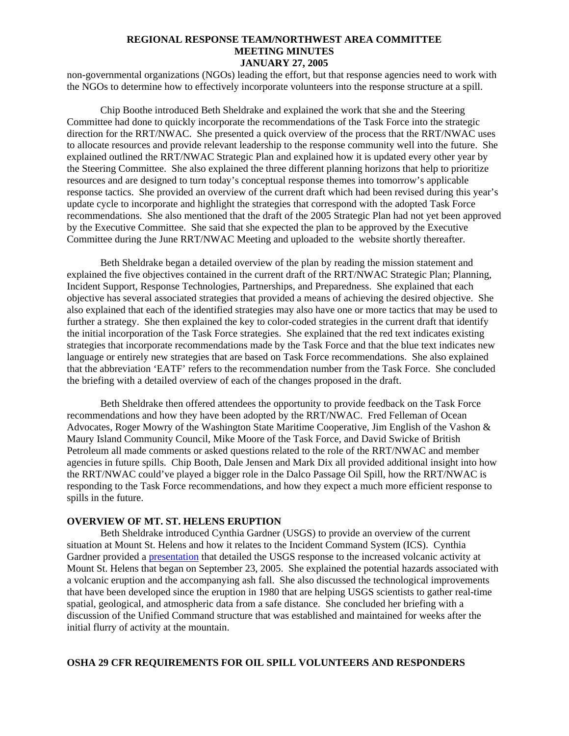non-governmental organizations (NGOs) leading the effort, but that response agencies need to work with the NGOs to determine how to effectively incorporate volunteers into the response structure at a spill.

Chip Boothe introduced Beth Sheldrake and explained the work that she and the Steering Committee had done to quickly incorporate the recommendations of the Task Force into the strategic direction for the RRT/NWAC. She presented a quick overview of the process that the RRT/NWAC uses to allocate resources and provide relevant leadership to the response community well into the future. She explained outlined the RRT/NWAC Strategic Plan and explained how it is updated every other year by the Steering Committee. She also explained the three different planning horizons that help to prioritize resources and are designed to turn today's conceptual response themes into tomorrow's applicable response tactics. She provided an overview of the current draft which had been revised during this year's update cycle to incorporate and highlight the strategies that correspond with the adopted Task Force recommendations. She also mentioned that the draft of the 2005 Strategic Plan had not yet been approved by the Executive Committee. She said that she expected the plan to be approved by the Executive Committee during the June RRT/NWAC Meeting and uploaded to the website shortly thereafter.

Beth Sheldrake began a detailed overview of the plan by reading the mission statement and explained the five objectives contained in the current draft of the RRT/NWAC Strategic Plan; Planning, Incident Support, Response Technologies, Partnerships, and Preparedness. She explained that each objective has several associated strategies that provided a means of achieving the desired objective. She also explained that each of the identified strategies may also have one or more tactics that may be used to further a strategy. She then explained the key to color-coded strategies in the current draft that identify the initial incorporation of the Task Force strategies. She explained that the red text indicates existing strategies that incorporate recommendations made by the Task Force and that the blue text indicates new language or entirely new strategies that are based on Task Force recommendations. She also explained that the abbreviation 'EATF' refers to the recommendation number from the Task Force. She concluded the briefing with a detailed overview of each of the changes proposed in the draft.

Beth Sheldrake then offered attendees the opportunity to provide feedback on the Task Force recommendations and how they have been adopted by the RRT/NWAC. Fred Felleman of Ocean Advocates, Roger Mowry of the Washington State Maritime Cooperative, Jim English of the Vashon & Maury Island Community Council, Mike Moore of the Task Force, and David Swicke of British Petroleum all made comments or asked questions related to the role of the RRT/NWAC and member agencies in future spills. Chip Booth, Dale Jensen and Mark Dix all provided additional insight into how the RRT/NWAC could've played a bigger role in the Dalco Passage Oil Spill, how the RRT/NWAC is responding to the Task Force recommendations, and how they expect a much more efficient response to spills in the future.

**OVERVIEW OF MT. ST. HELENS ERUPTION**

Beth Sheldrake introduced Cynthia Gardner (USGS) to provide an overview of the current situation at Mount St. Helens and how it relates to the Incident Command System (ICS). Cynthia Gardner provided a presentation that detailed the USGS response to the increased volcanic activity at Mount St. Helens that began on September 23, 2005. She explained the potential hazards associated with a volcanic eruption and the accompanying ash fall. She also discussed the technological improvements that have been developed since the eruption in 1980 that are helping USGS scientists to gather real-time spatial, geological, and atmospheric data from a safe distance. She concluded her briefing with a discussion of the Unified Command structure that was established and maintained for weeks after the initial flurry of activity at the mountain.

**OSHA 29 CFR REQUIREMENTS FOR OIL SPILL VOLUNTEERS AND RESPONDERS**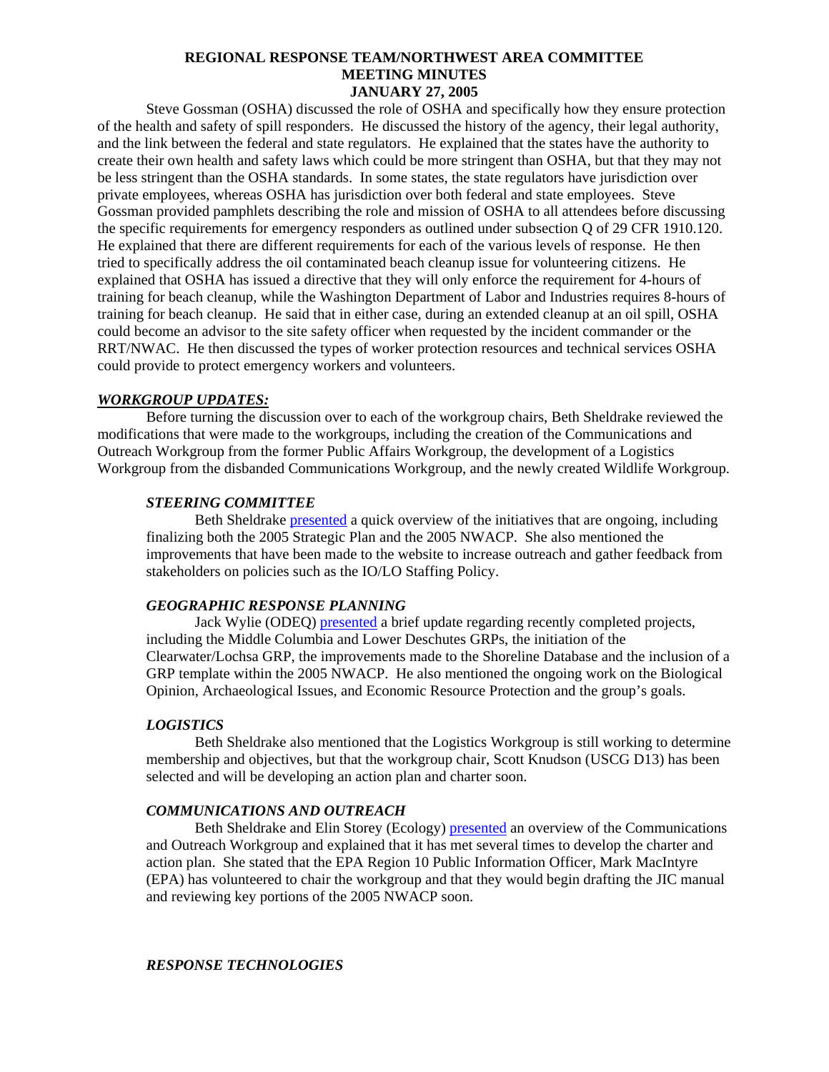**REGIONAL RESPONSE TEAM/NORTHWEST AREA COMMITTEE MEETING MINUTES JANUARY 27, 2005**

Steve Gossman (OSHA) discussed the role of OSHA and specifically how they ensure protection of the health and safety of spill responders. He discussed the history of the agency, their legal authority, and the link between the federal and state regulators. He explained that the states have the authority to create their own health and safety laws which could be more stringent than OSHA, but that they may not be less stringent than the OSHA standards. In some states, the state regulators have jurisdiction over private employees, whereas OSHA has jurisdiction over both federal and state employees. Steve Gossman provided pamphlets describing the role and mission of OSHA to all attendees before discussing the specific requirements for emergency responders as outlined under subsection Q of 29 CFR 1910.120. He explained that there are different requirements for each of the various levels of response. He then tried to specifically address the oil contaminated beach cleanup issue for volunteering citizens. He explained that OSHA has issued a directive that they will only enforce the requirement for 4-hours of training for beach cleanup, while the Washington Department of Labor and Industries requires 8-hours of training for beach cleanup. He said that in either case, during an extended cleanup at an oil spill, OSHA could become an advisor to the site safety officer when requested by the incident commander or the RRT/NWAC. He then discussed the types of worker protection resources and technical services OSHA could provide to protect emergency workers and volunteers.

***WORKGROUP UPDATES:***

Before turning the discussion over to each of the workgroup chairs, Beth Sheldrake reviewed the modifications that were made to the workgroups, including the creation of the Communications and Outreach Workgroup from the former Public Affairs Workgroup, the development of a Logistics Workgroup from the disbanded Communications Workgroup, and the newly created Wildlife Workgroup.

***STEERING COMMITTEE***

Beth Sheldrake presented a quick overview of the initiatives that are ongoing, including finalizing both the 2005 Strategic Plan and the 2005 NWACP. She also mentioned the improvements that have been made to the website to increase outreach and gather feedback from stakeholders on policies such as the IO/LO Staffing Policy.

***GEOGRAPHIC RESPONSE PLANNING***

Jack Wylie (ODEQ) presented a brief update regarding recently completed projects, including the Middle Columbia and Lower Deschutes GRPs, the initiation of the Clearwater/Lochsa GRP, the improvements made to the Shoreline Database and the inclusion of a GRP template within the 2005 NWACP. He also mentioned the ongoing work on the Biological Opinion, Archaeological Issues, and Economic Resource Protection and the group's goals.

***LOGISTICS***

Beth Sheldrake also mentioned that the Logistics Workgroup is still working to determine membership and objectives, but that the workgroup chair, Scott Knudson (USCG D13) has been selected and will be developing an action plan and charter soon.

***COMMUNICATIONS AND OUTREACH***

Beth Sheldrake and Elin Storey (Ecology) presented an overview of the Communications and Outreach Workgroup and explained that it has met several times to develop the charter and action plan. She stated that the EPA Region 10 Public Information Officer, Mark MacIntyre (EPA) has volunteered to chair the workgroup and that they would begin drafting the JIC manual and reviewing key portions of the 2005 NWACP soon.

***RESPONSE TECHNOLOGIES***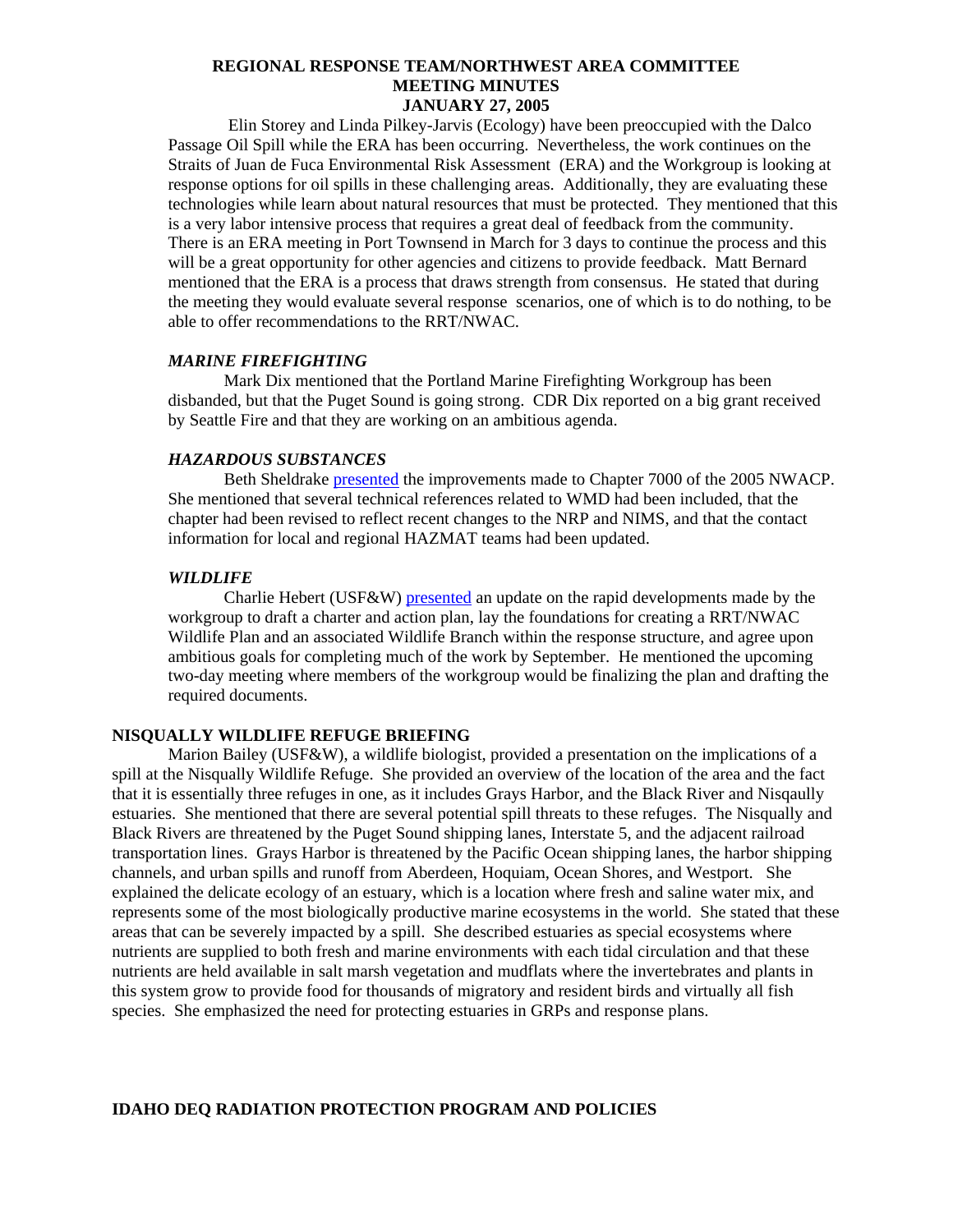# REGIONAL RESPONSE TEAM/NORTHWEST AREA COMMITTEE MEETING MINUTES JANUARY 27, 2005

Elin Storey and Linda Pilkey-Jarvis (Ecology) have been preoccupied with the Dalco Passage Oil Spill while the ERA has been occurring. Nevertheless, the work continues on the Straits of Juan de Fuca Environmental Risk Assessment (ERA) and the Workgroup is looking at response options for oil spills in these challenging areas. Additionally, they are evaluating these technologies while learn about natural resources that must be protected. They mentioned that this is a very labor intensive process that requires a great deal of feedback from the community. There is an ERA meeting in Port Townsend in March for 3 days to continue the process and this will be a great opportunity for other agencies and citizens to provide feedback. Matt Bernard mentioned that the ERA is a process that draws strength from consensus. He stated that during the meeting they would evaluate several response scenarios, one of which is to do nothing, to be able to offer recommendations to the RRT/NWAC.

### *MARINE FIREFIGHTING*

Mark Dix mentioned that the Portland Marine Firefighting Workgroup has been disbanded, but that the Puget Sound is going strong. CDR Dix reported on a big grant received by Seattle Fire and that they are working on an ambitious agenda.

### *HAZARDOUS SUBSTANCES*

Beth Sheldrake presented the improvements made to Chapter 7000 of the 2005 NWACP. She mentioned that several technical references related to WMD had been included, that the chapter had been revised to reflect recent changes to the NRP and NIMS, and that the contact information for local and regional HAZMAT teams had been updated.

### *WILDLIFE*

Charlie Hebert (USF&W) presented an update on the rapid developments made by the workgroup to draft a charter and action plan, lay the foundations for creating a RRT/NWAC Wildlife Plan and an associated Wildlife Branch within the response structure, and agree upon ambitious goals for completing much of the work by September. He mentioned the upcoming two-day meeting where members of the workgroup would be finalizing the plan and drafting the required documents.

## NISQUALLY WILDLIFE REFUGE BRIEFING

Marion Bailey (USF&W), a wildlife biologist, provided a presentation on the implications of a spill at the Nisqually Wildlife Refuge. She provided an overview of the location of the area and the fact that it is essentially three refuges in one, as it includes Grays Harbor, and the Black River and Nisqaully estuaries. She mentioned that there are several potential spill threats to these refuges. The Nisqually and Black Rivers are threatened by the Puget Sound shipping lanes, Interstate 5, and the adjacent railroad transportation lines. Grays Harbor is threatened by the Pacific Ocean shipping lanes, the harbor shipping channels, and urban spills and runoff from Aberdeen, Hoquiam, Ocean Shores, and Westport. She explained the delicate ecology of an estuary, which is a location where fresh and saline water mix, and represents some of the most biologically productive marine ecosystems in the world. She stated that these areas that can be severely impacted by a spill. She described estuaries as special ecosystems where nutrients are supplied to both fresh and marine environments with each tidal circulation and that these nutrients are held available in salt marsh vegetation and mudflats where the invertebrates and plants in this system grow to provide food for thousands of migratory and resident birds and virtually all fish species. She emphasized the need for protecting estuaries in GRPs and response plans.

## IDAHO DEQ RADIATION PROTECTION PROGRAM AND POLICIES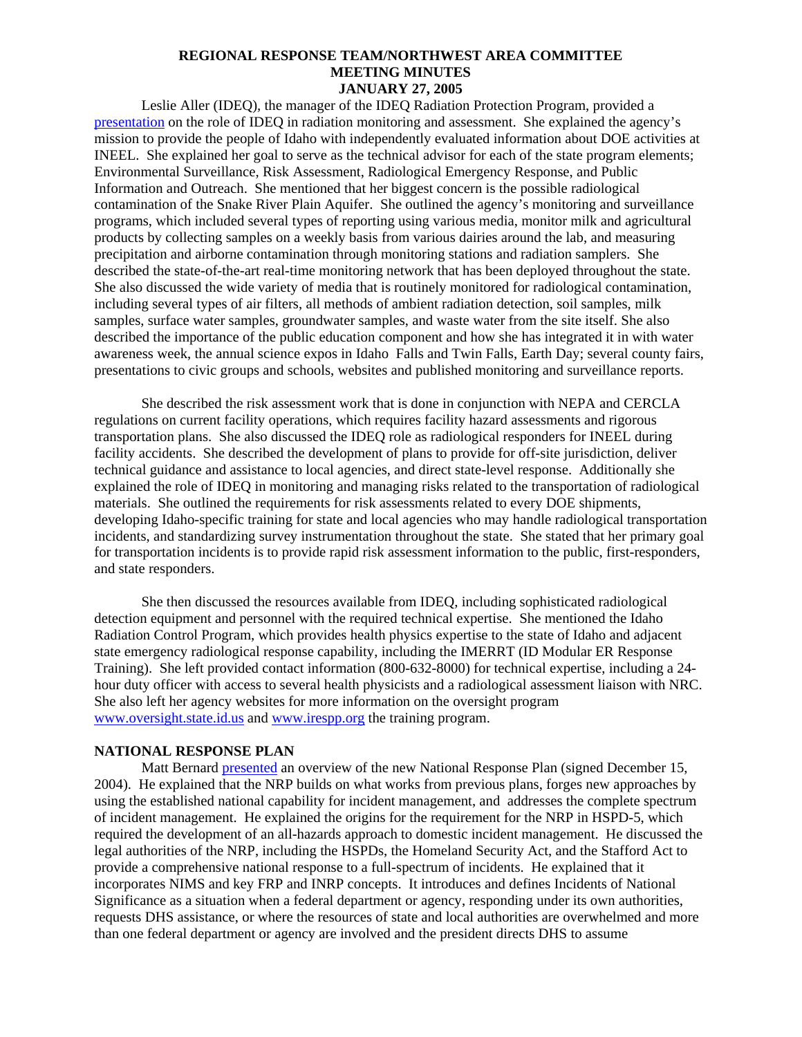**REGIONAL RESPONSE TEAM/NORTHWEST AREA COMMITTEE**
**MEETING MINUTES**
**JANUARY 27, 2005**

Leslie Aller (IDEQ), the manager of the IDEQ Radiation Protection Program, provided a presentation on the role of IDEQ in radiation monitoring and assessment. She explained the agency's mission to provide the people of Idaho with independently evaluated information about DOE activities at INEEL. She explained her goal to serve as the technical advisor for each of the state program elements; Environmental Surveillance, Risk Assessment, Radiological Emergency Response, and Public Information and Outreach. She mentioned that her biggest concern is the possible radiological contamination of the Snake River Plain Aquifer. She outlined the agency's monitoring and surveillance programs, which included several types of reporting using various media, monitor milk and agricultural products by collecting samples on a weekly basis from various dairies around the lab, and measuring precipitation and airborne contamination through monitoring stations and radiation samplers. She described the state-of-the-art real-time monitoring network that has been deployed throughout the state. She also discussed the wide variety of media that is routinely monitored for radiological contamination, including several types of air filters, all methods of ambient radiation detection, soil samples, milk samples, surface water samples, groundwater samples, and waste water from the site itself. She also described the importance of the public education component and how she has integrated it in with water awareness week, the annual science expos in Idaho Falls and Twin Falls, Earth Day; several county fairs, presentations to civic groups and schools, websites and published monitoring and surveillance reports.

She described the risk assessment work that is done in conjunction with NEPA and CERCLA regulations on current facility operations, which requires facility hazard assessments and rigorous transportation plans. She also discussed the IDEQ role as radiological responders for INEEL during facility accidents. She described the development of plans to provide for off-site jurisdiction, deliver technical guidance and assistance to local agencies, and direct state-level response. Additionally she explained the role of IDEQ in monitoring and managing risks related to the transportation of radiological materials. She outlined the requirements for risk assessments related to every DOE shipments, developing Idaho-specific training for state and local agencies who may handle radiological transportation incidents, and standardizing survey instrumentation throughout the state. She stated that her primary goal for transportation incidents is to provide rapid risk assessment information to the public, first-responders, and state responders.

She then discussed the resources available from IDEQ, including sophisticated radiological detection equipment and personnel with the required technical expertise. She mentioned the Idaho Radiation Control Program, which provides health physics expertise to the state of Idaho and adjacent state emergency radiological response capability, including the IMERRT (ID Modular ER Response Training). She left provided contact information (800-632-8000) for technical expertise, including a 24-hour duty officer with access to several health physicists and a radiological assessment liaison with NRC. She also left her agency websites for more information on the oversight program www.oversight.state.id.us and www.irespp.org the training program.

**NATIONAL RESPONSE PLAN**

Matt Bernard presented an overview of the new National Response Plan (signed December 15, 2004). He explained that the NRP builds on what works from previous plans, forges new approaches by using the established national capability for incident management, and addresses the complete spectrum of incident management. He explained the origins for the requirement for the NRP in HSPD-5, which required the development of an all-hazards approach to domestic incident management. He discussed the legal authorities of the NRP, including the HSPDs, the Homeland Security Act, and the Stafford Act to provide a comprehensive national response to a full-spectrum of incidents. He explained that it incorporates NIMS and key FRP and INRP concepts. It introduces and defines Incidents of National Significance as a situation when a federal department or agency, responding under its own authorities, requests DHS assistance, or where the resources of state and local authorities are overwhelmed and more than one federal department or agency are involved and the president directs DHS to assume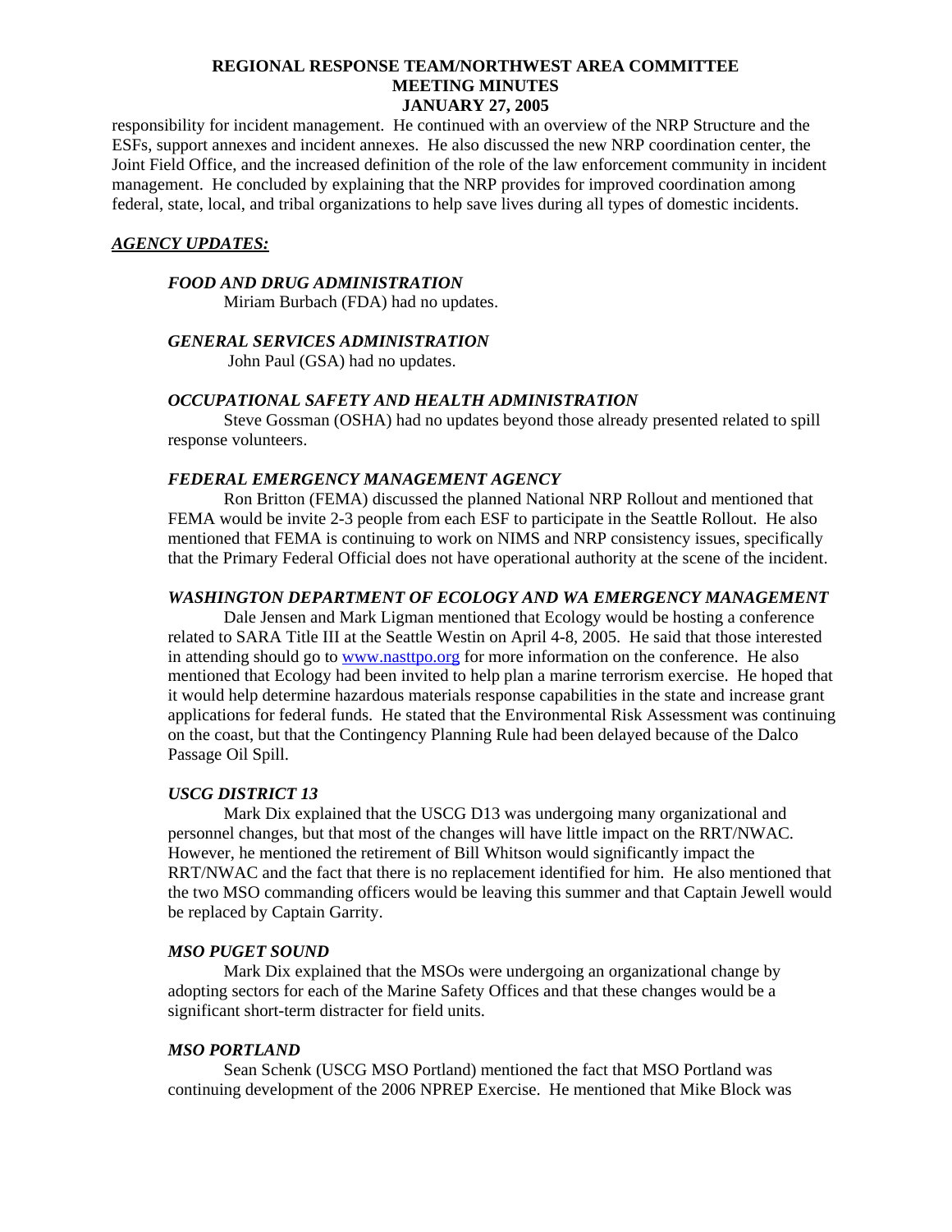responsibility for incident management. He continued with an overview of the NRP Structure and the ESFs, support annexes and incident annexes. He also discussed the new NRP coordination center, the Joint Field Office, and the increased definition of the role of the law enforcement community in incident management. He concluded by explaining that the NRP provides for improved coordination among federal, state, local, and tribal organizations to help save lives during all types of domestic incidents.

***AGENCY UPDATES:***

### *FOOD AND DRUG ADMINISTRATION*

Miriam Burbach (FDA) had no updates.

### *GENERAL SERVICES ADMINISTRATION*

John Paul (GSA) had no updates.

### *OCCUPATIONAL SAFETY AND HEALTH ADMINISTRATION*

Steve Gossman (OSHA) had no updates beyond those already presented related to spill response volunteers.

### *FEDERAL EMERGENCY MANAGEMENT AGENCY*

Ron Britton (FEMA) discussed the planned National NRP Rollout and mentioned that FEMA would be invite 2-3 people from each ESF to participate in the Seattle Rollout. He also mentioned that FEMA is continuing to work on NIMS and NRP consistency issues, specifically that the Primary Federal Official does not have operational authority at the scene of the incident.

### *WASHINGTON DEPARTMENT OF ECOLOGY AND WA EMERGENCY MANAGEMENT*

Dale Jensen and Mark Ligman mentioned that Ecology would be hosting a conference related to SARA Title III at the Seattle Westin on April 4-8, 2005. He said that those interested in attending should go to www.nasttpo.org for more information on the conference. He also mentioned that Ecology had been invited to help plan a marine terrorism exercise. He hoped that it would help determine hazardous materials response capabilities in the state and increase grant applications for federal funds. He stated that the Environmental Risk Assessment was continuing on the coast, but that the Contingency Planning Rule had been delayed because of the Dalco Passage Oil Spill.

### *USCG DISTRICT 13*

Mark Dix explained that the USCG D13 was undergoing many organizational and personnel changes, but that most of the changes will have little impact on the RRT/NWAC. However, he mentioned the retirement of Bill Whitson would significantly impact the RRT/NWAC and the fact that there is no replacement identified for him. He also mentioned that the two MSO commanding officers would be leaving this summer and that Captain Jewell would be replaced by Captain Garrity.

### *MSO PUGET SOUND*

Mark Dix explained that the MSOs were undergoing an organizational change by adopting sectors for each of the Marine Safety Offices and that these changes would be a significant short-term distracter for field units.

### *MSO PORTLAND*

Sean Schenk (USCG MSO Portland) mentioned the fact that MSO Portland was continuing development of the 2006 NPREP Exercise. He mentioned that Mike Block was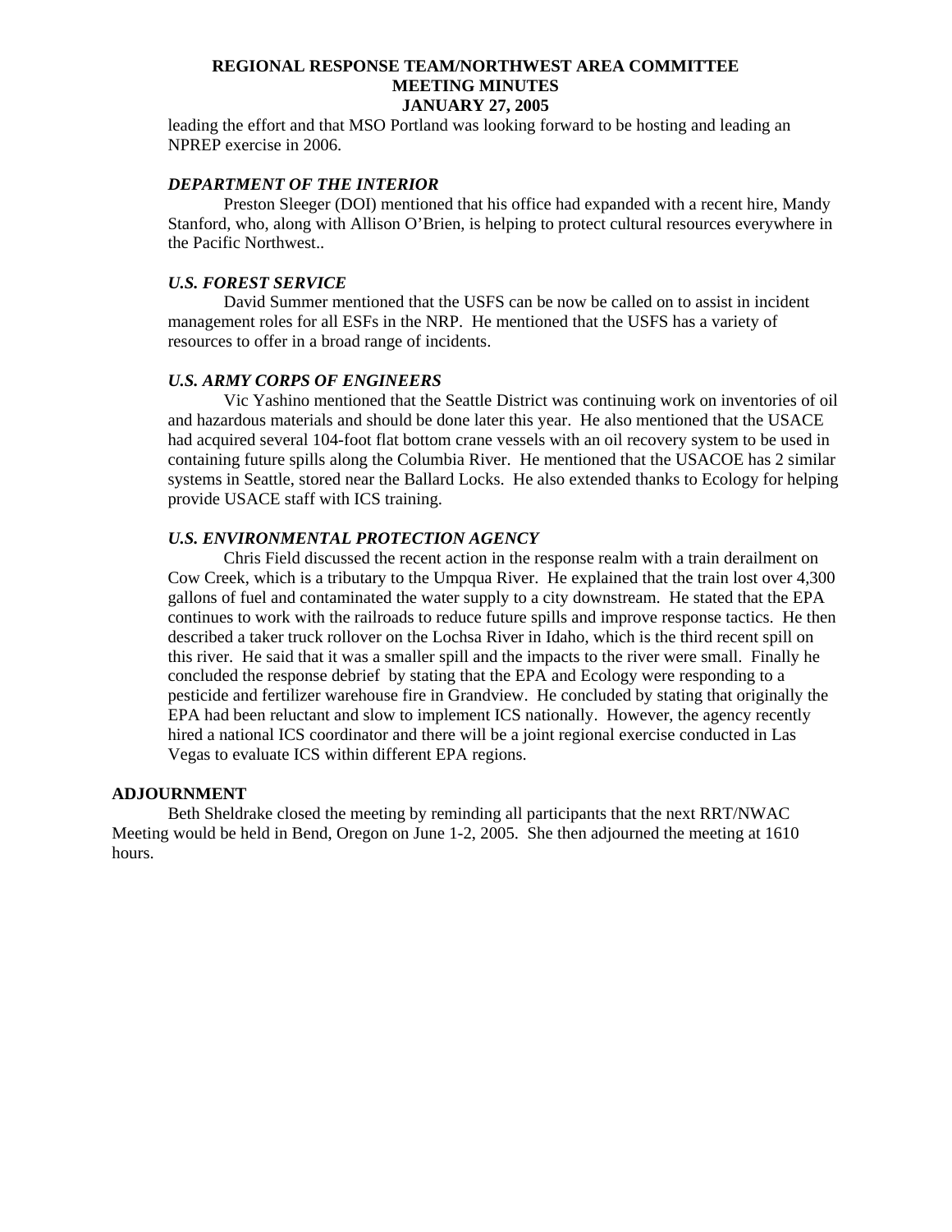leading the effort and that MSO Portland was looking forward to be hosting and leading an NPREP exercise in 2006.

***DEPARTMENT OF THE INTERIOR***

Preston Sleeger (DOI) mentioned that his office had expanded with a recent hire, Mandy Stanford, who, along with Allison O'Brien, is helping to protect cultural resources everywhere in the Pacific Northwest..

***U.S. FOREST SERVICE***

David Summer mentioned that the USFS can be now be called on to assist in incident management roles for all ESFs in the NRP. He mentioned that the USFS has a variety of resources to offer in a broad range of incidents.

***U.S. ARMY CORPS OF ENGINEERS***

Vic Yashino mentioned that the Seattle District was continuing work on inventories of oil and hazardous materials and should be done later this year. He also mentioned that the USACE had acquired several 104-foot flat bottom crane vessels with an oil recovery system to be used in containing future spills along the Columbia River. He mentioned that the USACOE has 2 similar systems in Seattle, stored near the Ballard Locks. He also extended thanks to Ecology for helping provide USACE staff with ICS training.

***U.S. ENVIRONMENTAL PROTECTION AGENCY***

Chris Field discussed the recent action in the response realm with a train derailment on Cow Creek, which is a tributary to the Umpqua River. He explained that the train lost over 4,300 gallons of fuel and contaminated the water supply to a city downstream. He stated that the EPA continues to work with the railroads to reduce future spills and improve response tactics. He then described a taker truck rollover on the Lochsa River in Idaho, which is the third recent spill on this river. He said that it was a smaller spill and the impacts to the river were small. Finally he concluded the response debrief by stating that the EPA and Ecology were responding to a pesticide and fertilizer warehouse fire in Grandview. He concluded by stating that originally the EPA had been reluctant and slow to implement ICS nationally. However, the agency recently hired a national ICS coordinator and there will be a joint regional exercise conducted in Las Vegas to evaluate ICS within different EPA regions.

**ADJOURNMENT**

Beth Sheldrake closed the meeting by reminding all participants that the next RRT/NWAC Meeting would be held in Bend, Oregon on June 1-2, 2005. She then adjourned the meeting at 1610 hours.